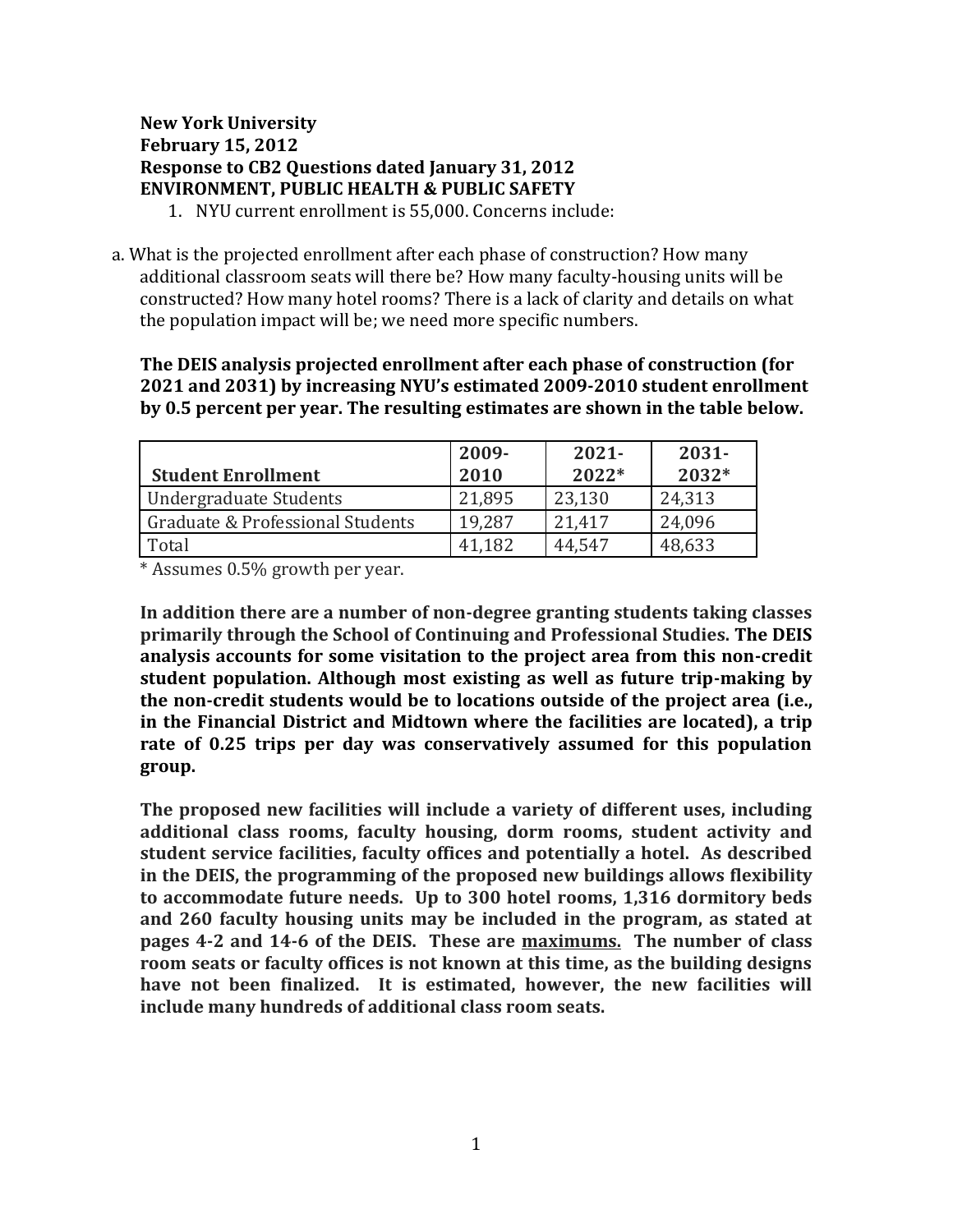**New York University**
**February 15, 2012**
**Response to CB2 Questions dated January 31, 2012**
**ENVIRONMENT, PUBLIC HEALTH & PUBLIC SAFETY**

1. NYU current enrollment is 55,000. Concerns include:

a. What is the projected enrollment after each phase of construction? How many additional classroom seats will there be? How many faculty-housing units will be constructed? How many hotel rooms? There is a lack of clarity and details on what the population impact will be; we need more specific numbers.

**The DEIS analysis projected enrollment after each phase of construction (for 2021 and 2031) by increasing NYU's estimated 2009-2010 student enrollment by 0.5 percent per year. The resulting estimates are shown in the table below.**

| Student Enrollment | 2009-2010 | 2021-2022* | 2031-2032* |
|---|---|---|---|
| Undergraduate Students | 21,895 | 23,130 | 24,313 |
| Graduate & Professional Students | 19,287 | 21,417 | 24,096 |
| Total | 41,182 | 44,547 | 48,633 |

\* Assumes 0.5% growth per year.

**In addition there are a number of non-degree granting students taking classes primarily through the School of Continuing and Professional Studies. The DEIS analysis accounts for some visitation to the project area from this non-credit student population. Although most existing as well as future trip-making by the non-credit students would be to locations outside of the project area (i.e., in the Financial District and Midtown where the facilities are located), a trip rate of 0.25 trips per day was conservatively assumed for this population group.**

**The proposed new facilities will include a variety of different uses, including additional class rooms, faculty housing, dorm rooms, student activity and student service facilities, faculty offices and potentially a hotel. As described in the DEIS, the programming of the proposed new buildings allows flexibility to accommodate future needs. Up to 300 hotel rooms, 1,316 dormitory beds and 260 faculty housing units may be included in the program, as stated at pages 4-2 and 14-6 of the DEIS. These are <u>maximums.</u> The number of class room seats or faculty offices is not known at this time, as the building designs have not been finalized. It is estimated, however, the new facilities will include many hundreds of additional class room seats.**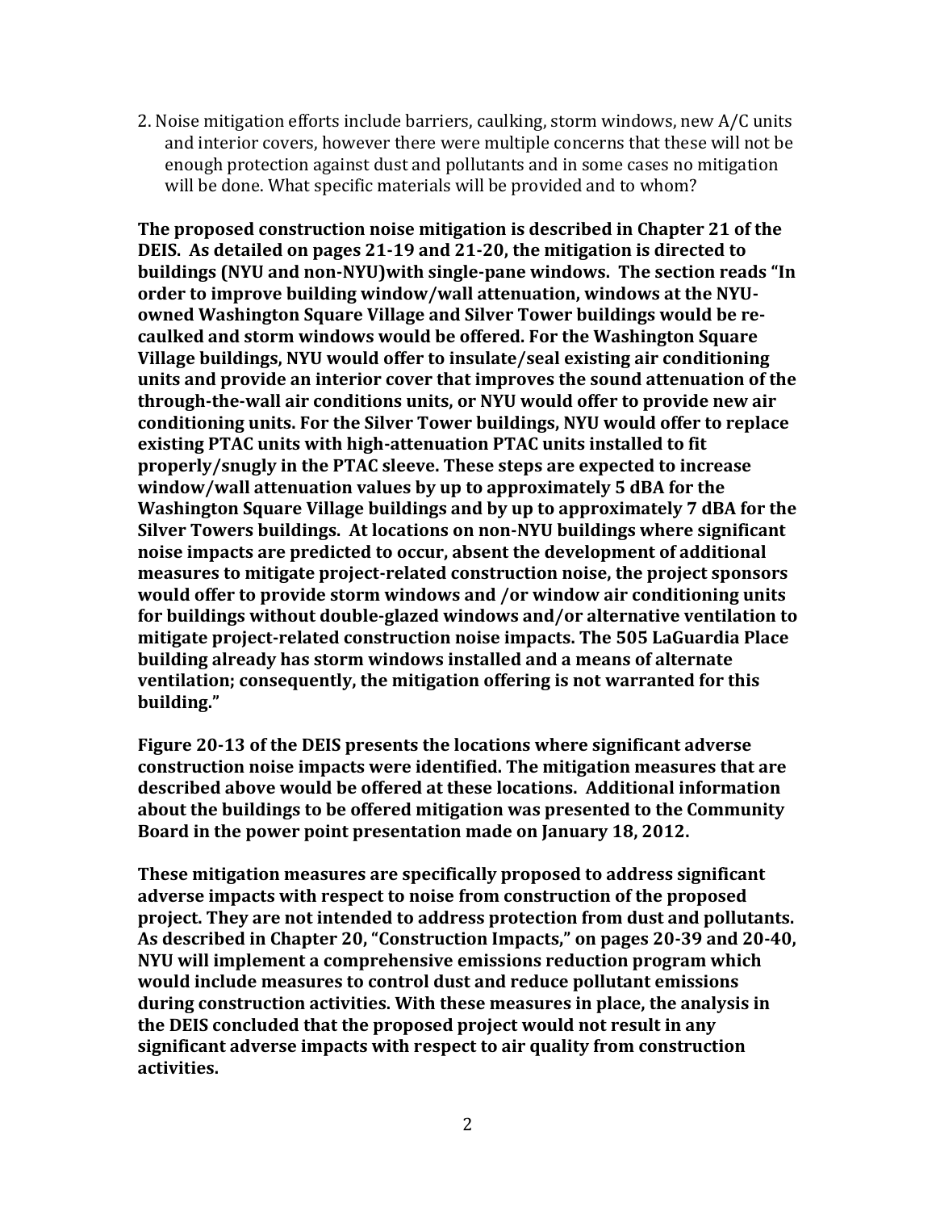2. Noise mitigation efforts include barriers, caulking, storm windows, new A/C units and interior covers, however there were multiple concerns that these will not be enough protection against dust and pollutants and in some cases no mitigation will be done. What specific materials will be provided and to whom?

**The proposed construction noise mitigation is described in Chapter 21 of the DEIS. As detailed on pages 21-19 and 21-20, the mitigation is directed to buildings (NYU and non-NYU)with single-pane windows. The section reads "In order to improve building window/wall attenuation, windows at the NYU-owned Washington Square Village and Silver Tower buildings would be re-caulked and storm windows would be offered. For the Washington Square Village buildings, NYU would offer to insulate/seal existing air conditioning units and provide an interior cover that improves the sound attenuation of the through-the-wall air conditions units, or NYU would offer to provide new air conditioning units. For the Silver Tower buildings, NYU would offer to replace existing PTAC units with high-attenuation PTAC units installed to fit properly/snugly in the PTAC sleeve. These steps are expected to increase window/wall attenuation values by up to approximately 5 dBA for the Washington Square Village buildings and by up to approximately 7 dBA for the Silver Towers buildings. At locations on non-NYU buildings where significant noise impacts are predicted to occur, absent the development of additional measures to mitigate project-related construction noise, the project sponsors would offer to provide storm windows and /or window air conditioning units for buildings without double-glazed windows and/or alternative ventilation to mitigate project-related construction noise impacts. The 505 LaGuardia Place building already has storm windows installed and a means of alternate ventilation; consequently, the mitigation offering is not warranted for this building."**

**Figure 20-13 of the DEIS presents the locations where significant adverse construction noise impacts were identified. The mitigation measures that are described above would be offered at these locations. Additional information about the buildings to be offered mitigation was presented to the Community Board in the power point presentation made on January 18, 2012.**

**These mitigation measures are specifically proposed to address significant adverse impacts with respect to noise from construction of the proposed project. They are not intended to address protection from dust and pollutants. As described in Chapter 20, "Construction Impacts," on pages 20-39 and 20-40, NYU will implement a comprehensive emissions reduction program which would include measures to control dust and reduce pollutant emissions during construction activities. With these measures in place, the analysis in the DEIS concluded that the proposed project would not result in any significant adverse impacts with respect to air quality from construction activities.**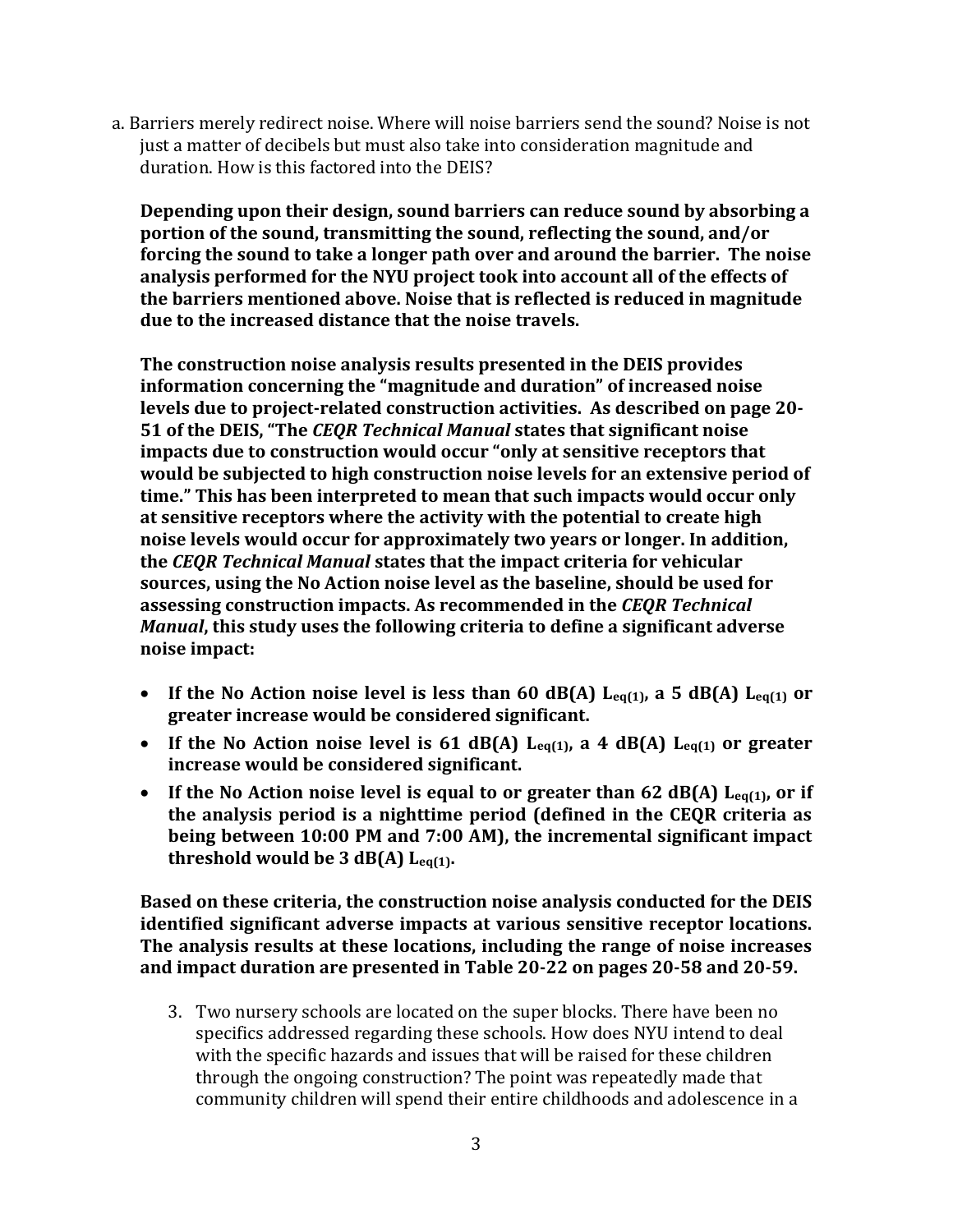a. Barriers merely redirect noise. Where will noise barriers send the sound? Noise is not just a matter of decibels but must also take into consideration magnitude and duration. How is this factored into the DEIS?

**Depending upon their design, sound barriers can reduce sound by absorbing a portion of the sound, transmitting the sound, reflecting the sound, and/or forcing the sound to take a longer path over and around the barrier. The noise analysis performed for the NYU project took into account all of the effects of the barriers mentioned above. Noise that is reflected is reduced in magnitude due to the increased distance that the noise travels.**

**The construction noise analysis results presented in the DEIS provides information concerning the "magnitude and duration" of increased noise levels due to project-related construction activities. As described on page 20-51 of the DEIS, "The *CEQR Technical Manual* states that significant noise impacts due to construction would occur "only at sensitive receptors that would be subjected to high construction noise levels for an extensive period of time." This has been interpreted to mean that such impacts would occur only at sensitive receptors where the activity with the potential to create high noise levels would occur for approximately two years or longer. In addition, the *CEQR Technical Manual* states that the impact criteria for vehicular sources, using the No Action noise level as the baseline, should be used for assessing construction impacts. As recommended in the *CEQR Technical Manual*, this study uses the following criteria to define a significant adverse noise impact:**

- **If the No Action noise level is less than 60 dB(A) $L_{eq(1)}$, a 5 dB(A) $L_{eq(1)}$ or greater increase would be considered significant.**
- **If the No Action noise level is 61 dB(A) $L_{eq(1)}$, a 4 dB(A) $L_{eq(1)}$ or greater increase would be considered significant.**
- **If the No Action noise level is equal to or greater than 62 dB(A) $L_{eq(1)}$, or if the analysis period is a nighttime period (defined in the CEQR criteria as being between 10:00 PM and 7:00 AM), the incremental significant impact threshold would be 3 dB(A) $L_{eq(1)}$.**

**Based on these criteria, the construction noise analysis conducted for the DEIS identified significant adverse impacts at various sensitive receptor locations. The analysis results at these locations, including the range of noise increases and impact duration are presented in Table 20-22 on pages 20-58 and 20-59.**

3. Two nursery schools are located on the super blocks. There have been no specifics addressed regarding these schools. How does NYU intend to deal with the specific hazards and issues that will be raised for these children through the ongoing construction? The point was repeatedly made that community children will spend their entire childhoods and adolescence in a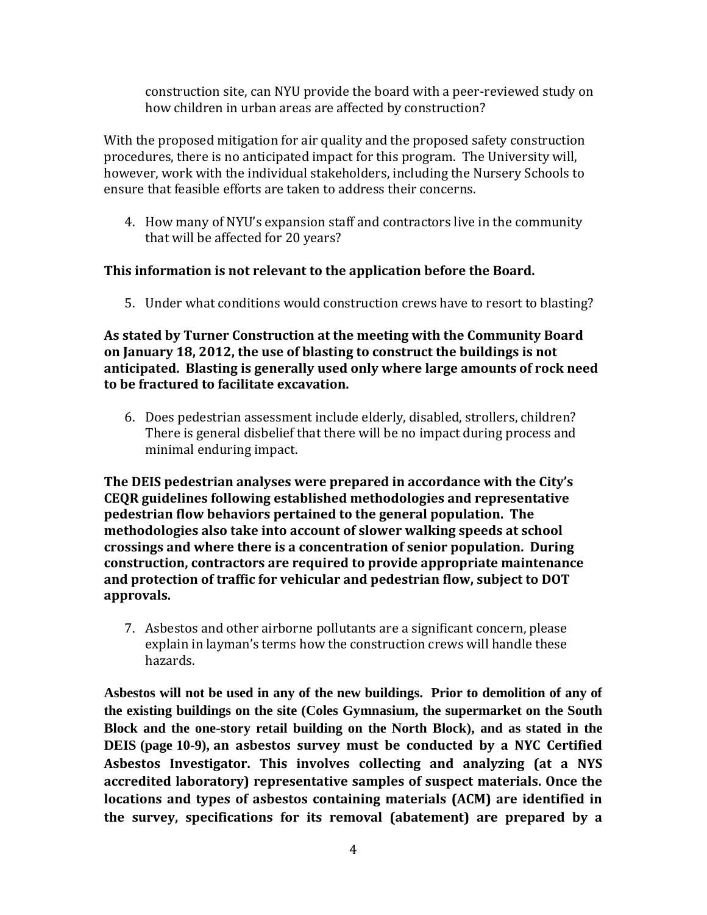construction site, can NYU provide the board with a peer-reviewed study on how children in urban areas are affected by construction?

With the proposed mitigation for air quality and the proposed safety construction procedures, there is no anticipated impact for this program. The University will, however, work with the individual stakeholders, including the Nursery Schools to ensure that feasible efforts are taken to address their concerns.

4. How many of NYU's expansion staff and contractors live in the community that will be affected for 20 years?

**This information is not relevant to the application before the Board.**

5. Under what conditions would construction crews have to resort to blasting?

**As stated by Turner Construction at the meeting with the Community Board on January 18, 2012, the use of blasting to construct the buildings is not anticipated. Blasting is generally used only where large amounts of rock need to be fractured to facilitate excavation.**

6. Does pedestrian assessment include elderly, disabled, strollers, children? There is general disbelief that there will be no impact during process and minimal enduring impact.

**The DEIS pedestrian analyses were prepared in accordance with the City's CEQR guidelines following established methodologies and representative pedestrian flow behaviors pertained to the general population. The methodologies also take into account of slower walking speeds at school crossings and where there is a concentration of senior population. During construction, contractors are required to provide appropriate maintenance and protection of traffic for vehicular and pedestrian flow, subject to DOT approvals.**

7. Asbestos and other airborne pollutants are a significant concern, please explain in layman's terms how the construction crews will handle these hazards.

**Asbestos will not be used in any of the new buildings. Prior to demolition of any of the existing buildings on the site (Coles Gymnasium, the supermarket on the South Block and the one-story retail building on the North Block), and as stated in the DEIS (page 10-9), an asbestos survey must be conducted by a NYC Certified Asbestos Investigator. This involves collecting and analyzing (at a NYS accredited laboratory) representative samples of suspect materials. Once the locations and types of asbestos containing materials (ACM) are identified in the survey, specifications for its removal (abatement) are prepared by a**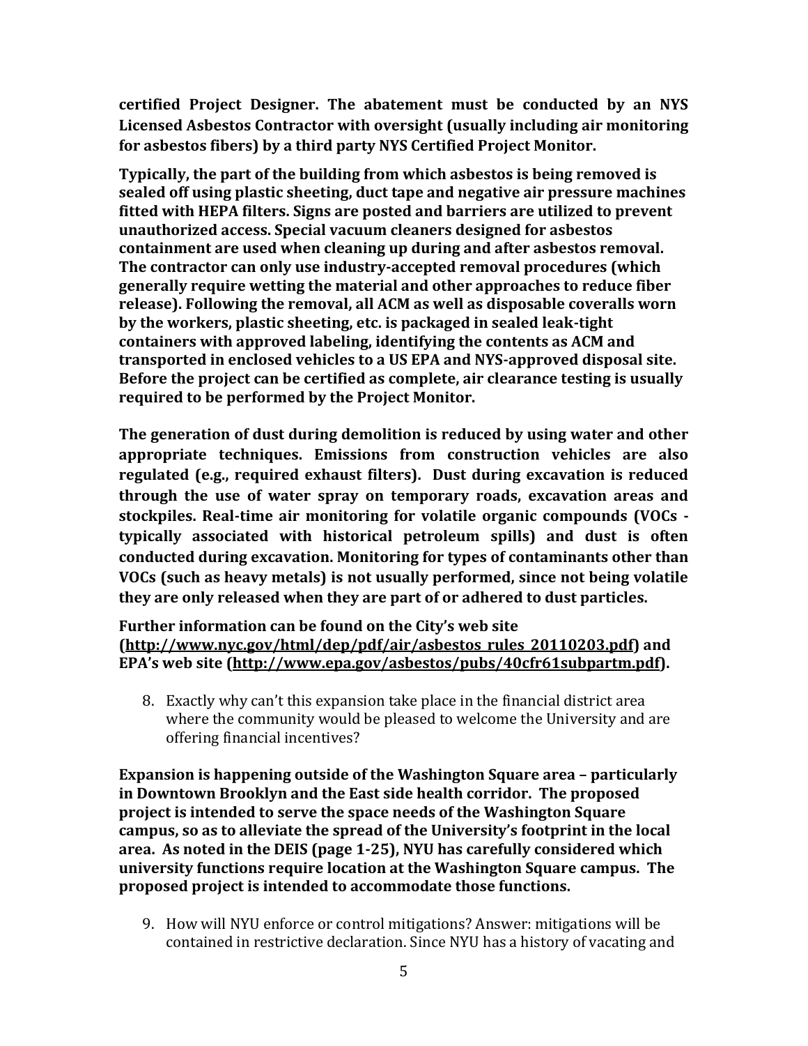**certified Project Designer. The abatement must be conducted by an NYS Licensed Asbestos Contractor with oversight (usually including air monitoring for asbestos fibers) by a third party NYS Certified Project Monitor.**

**Typically, the part of the building from which asbestos is being removed is sealed off using plastic sheeting, duct tape and negative air pressure machines fitted with HEPA filters. Signs are posted and barriers are utilized to prevent unauthorized access. Special vacuum cleaners designed for asbestos containment are used when cleaning up during and after asbestos removal. The contractor can only use industry-accepted removal procedures (which generally require wetting the material and other approaches to reduce fiber release). Following the removal, all ACM as well as disposable coveralls worn by the workers, plastic sheeting, etc. is packaged in sealed leak-tight containers with approved labeling, identifying the contents as ACM and transported in enclosed vehicles to a US EPA and NYS-approved disposal site. Before the project can be certified as complete, air clearance testing is usually required to be performed by the Project Monitor.**

**The generation of dust during demolition is reduced by using water and other appropriate techniques. Emissions from construction vehicles are also regulated (e.g., required exhaust filters). Dust during excavation is reduced through the use of water spray on temporary roads, excavation areas and stockpiles. Real-time air monitoring for volatile organic compounds (VOCs - typically associated with historical petroleum spills) and dust is often conducted during excavation. Monitoring for types of contaminants other than VOCs (such as heavy metals) is not usually performed, since not being volatile they are only released when they are part of or adhered to dust particles.**

**Further information can be found on the City's web site ([http://www.nyc.gov/html/dep/pdf/air/asbestos_rules_20110203.pdf](http://www.nyc.gov/html/dep/pdf/air/asbestos_rules_20110203.pdf)) and EPA's web site ([http://www.epa.gov/asbestos/pubs/40cfr61subpartm.pdf](http://www.epa.gov/asbestos/pubs/40cfr61subpartm.pdf)).**

8. Exactly why can't this expansion take place in the financial district area where the community would be pleased to welcome the University and are offering financial incentives?

**Expansion is happening outside of the Washington Square area – particularly in Downtown Brooklyn and the East side health corridor. The proposed project is intended to serve the space needs of the Washington Square campus, so as to alleviate the spread of the University's footprint in the local area. As noted in the DEIS (page 1-25), NYU has carefully considered which university functions require location at the Washington Square campus. The proposed project is intended to accommodate those functions.**

9. How will NYU enforce or control mitigations? Answer: mitigations will be contained in restrictive declaration. Since NYU has a history of vacating and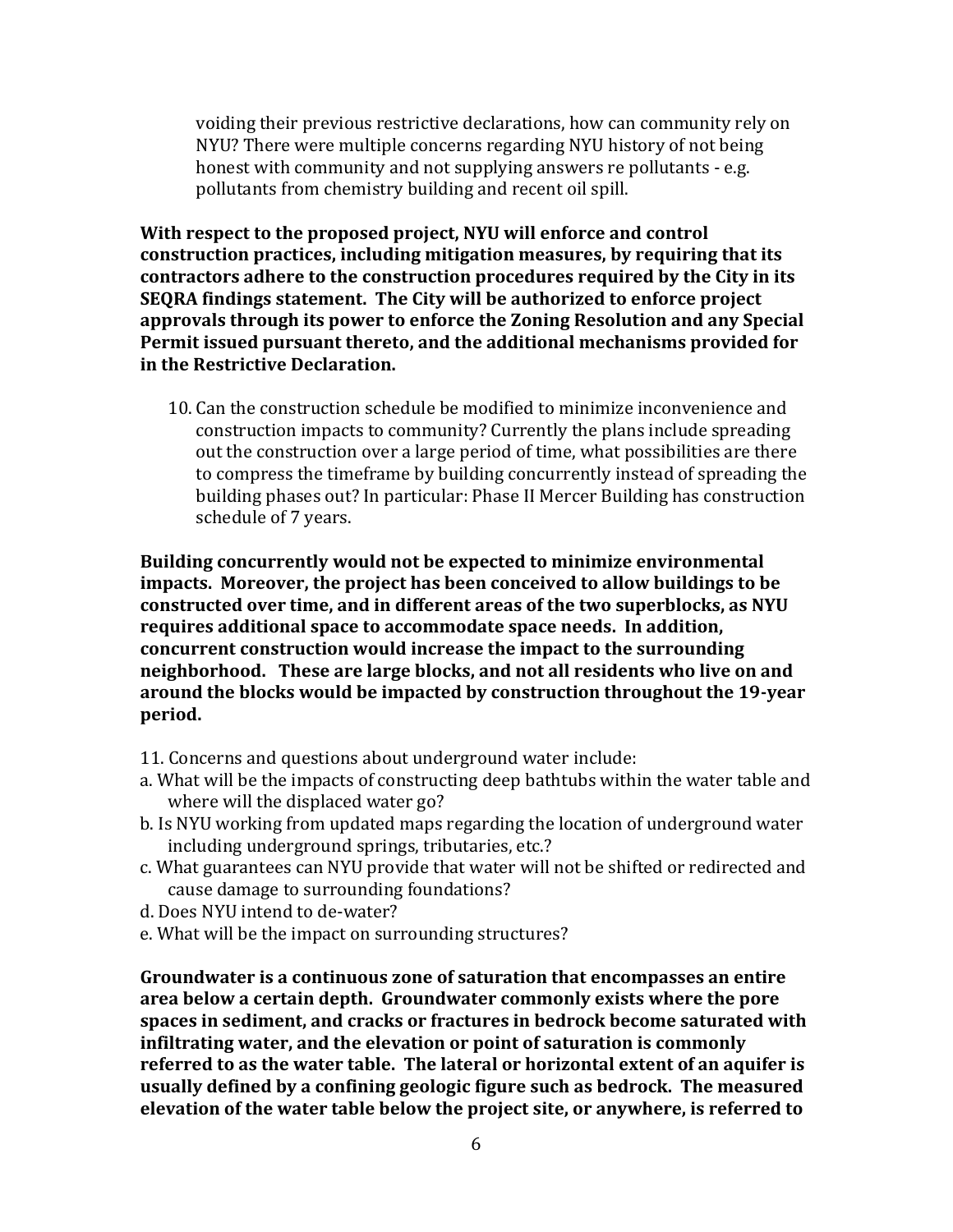voiding their previous restrictive declarations, how can community rely on NYU? There were multiple concerns regarding NYU history of not being honest with community and not supplying answers re pollutants - e.g. pollutants from chemistry building and recent oil spill.

**With respect to the proposed project, NYU will enforce and control construction practices, including mitigation measures, by requiring that its contractors adhere to the construction procedures required by the City in its SEQRA findings statement. The City will be authorized to enforce project approvals through its power to enforce the Zoning Resolution and any Special Permit issued pursuant thereto, and the additional mechanisms provided for in the Restrictive Declaration.**

10. Can the construction schedule be modified to minimize inconvenience and construction impacts to community? Currently the plans include spreading out the construction over a large period of time, what possibilities are there to compress the timeframe by building concurrently instead of spreading the building phases out? In particular: Phase II Mercer Building has construction schedule of 7 years.

**Building concurrently would not be expected to minimize environmental impacts. Moreover, the project has been conceived to allow buildings to be constructed over time, and in different areas of the two superblocks, as NYU requires additional space to accommodate space needs. In addition, concurrent construction would increase the impact to the surrounding neighborhood. These are large blocks, and not all residents who live on and around the blocks would be impacted by construction throughout the 19-year period.**

11. Concerns and questions about underground water include:

a. What will be the impacts of constructing deep bathtubs within the water table and where will the displaced water go?

b. Is NYU working from updated maps regarding the location of underground water including underground springs, tributaries, etc.?

c. What guarantees can NYU provide that water will not be shifted or redirected and cause damage to surrounding foundations?

d. Does NYU intend to de-water?

e. What will be the impact on surrounding structures?

**Groundwater is a continuous zone of saturation that encompasses an entire area below a certain depth. Groundwater commonly exists where the pore spaces in sediment, and cracks or fractures in bedrock become saturated with infiltrating water, and the elevation or point of saturation is commonly referred to as the water table. The lateral or horizontal extent of an aquifer is usually defined by a confining geologic figure such as bedrock. The measured elevation of the water table below the project site, or anywhere, is referred to**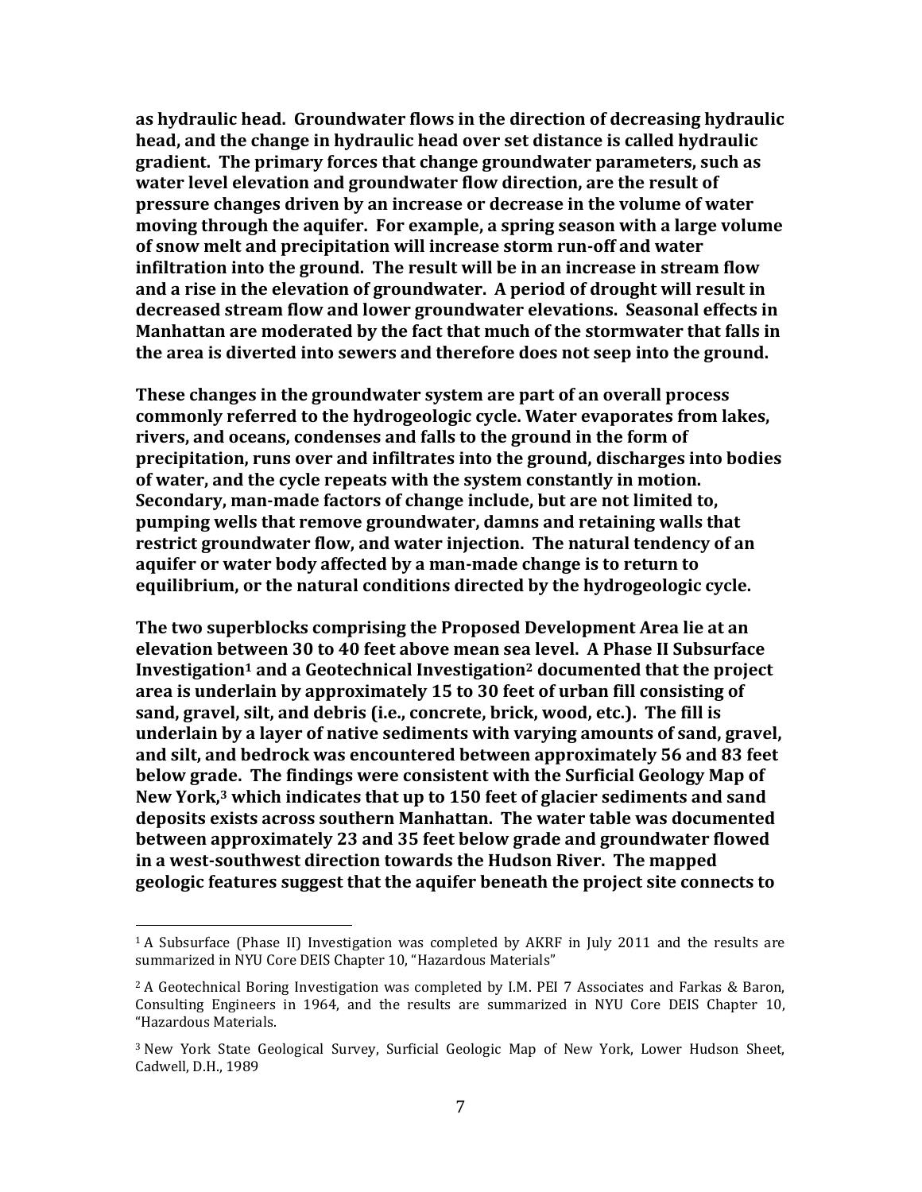**as hydraulic head. Groundwater flows in the direction of decreasing hydraulic head, and the change in hydraulic head over set distance is called hydraulic gradient. The primary forces that change groundwater parameters, such as water level elevation and groundwater flow direction, are the result of pressure changes driven by an increase or decrease in the volume of water moving through the aquifer. For example, a spring season with a large volume of snow melt and precipitation will increase storm run-off and water infiltration into the ground. The result will be in an increase in stream flow and a rise in the elevation of groundwater. A period of drought will result in decreased stream flow and lower groundwater elevations. Seasonal effects in Manhattan are moderated by the fact that much of the stormwater that falls in the area is diverted into sewers and therefore does not seep into the ground.**

**These changes in the groundwater system are part of an overall process commonly referred to the hydrogeologic cycle. Water evaporates from lakes, rivers, and oceans, condenses and falls to the ground in the form of precipitation, runs over and infiltrates into the ground, discharges into bodies of water, and the cycle repeats with the system constantly in motion. Secondary, man-made factors of change include, but are not limited to, pumping wells that remove groundwater, damns and retaining walls that restrict groundwater flow, and water injection. The natural tendency of an aquifer or water body affected by a man-made change is to return to equilibrium, or the natural conditions directed by the hydrogeologic cycle.**

**The two superblocks comprising the Proposed Development Area lie at an elevation between 30 to 40 feet above mean sea level. A Phase II Subsurface Investigation[1] and a Geotechnical Investigation[2] documented that the project area is underlain by approximately 15 to 30 feet of urban fill consisting of sand, gravel, silt, and debris (i.e., concrete, brick, wood, etc.). The fill is underlain by a layer of native sediments with varying amounts of sand, gravel, and silt, and bedrock was encountered between approximately 56 and 83 feet below grade. The findings were consistent with the Surficial Geology Map of New York,[3] which indicates that up to 150 feet of glacier sediments and sand deposits exists across southern Manhattan. The water table was documented between approximately 23 and 35 feet below grade and groundwater flowed in a west-southwest direction towards the Hudson River. The mapped geologic features suggest that the aquifer beneath the project site connects to**

---

[1] A Subsurface (Phase II) Investigation was completed by AKRF in July 2011 and the results are summarized in NYU Core DEIS Chapter 10, "Hazardous Materials"

[2] A Geotechnical Boring Investigation was completed by I.M. PEI 7 Associates and Farkas & Baron, Consulting Engineers in 1964, and the results are summarized in NYU Core DEIS Chapter 10, "Hazardous Materials.

[3] New York State Geological Survey, Surficial Geologic Map of New York, Lower Hudson Sheet, Cadwell, D.H., 1989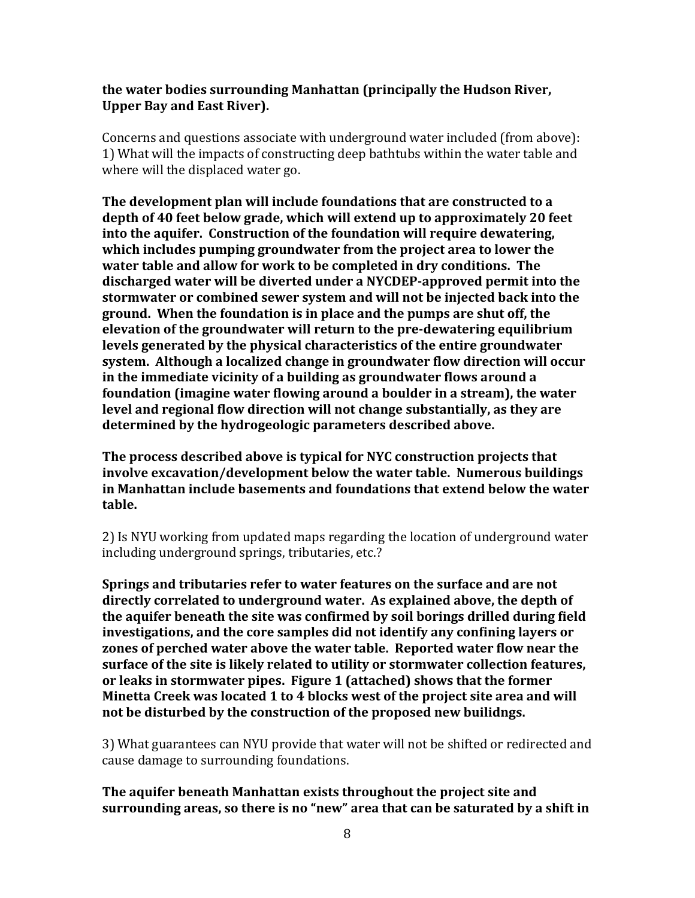**the water bodies surrounding Manhattan (principally the Hudson River, Upper Bay and East River).**

Concerns and questions associate with underground water included (from above):
1) What will the impacts of constructing deep bathtubs within the water table and where will the displaced water go.

**The development plan will include foundations that are constructed to a depth of 40 feet below grade, which will extend up to approximately 20 feet into the aquifer. Construction of the foundation will require dewatering, which includes pumping groundwater from the project area to lower the water table and allow for work to be completed in dry conditions. The discharged water will be diverted under a NYCDEP-approved permit into the stormwater or combined sewer system and will not be injected back into the ground. When the foundation is in place and the pumps are shut off, the elevation of the groundwater will return to the pre-dewatering equilibrium levels generated by the physical characteristics of the entire groundwater system. Although a localized change in groundwater flow direction will occur in the immediate vicinity of a building as groundwater flows around a foundation (imagine water flowing around a boulder in a stream), the water level and regional flow direction will not change substantially, as they are determined by the hydrogeologic parameters described above.**

**The process described above is typical for NYC construction projects that involve excavation/development below the water table. Numerous buildings in Manhattan include basements and foundations that extend below the water table.**

2) Is NYU working from updated maps regarding the location of underground water including underground springs, tributaries, etc.?

**Springs and tributaries refer to water features on the surface and are not directly correlated to underground water. As explained above, the depth of the aquifer beneath the site was confirmed by soil borings drilled during field investigations, and the core samples did not identify any confining layers or zones of perched water above the water table. Reported water flow near the surface of the site is likely related to utility or stormwater collection features, or leaks in stormwater pipes. Figure 1 (attached) shows that the former Minetta Creek was located 1 to 4 blocks west of the project site area and will not be disturbed by the construction of the proposed new builidngs.**

3) What guarantees can NYU provide that water will not be shifted or redirected and cause damage to surrounding foundations.

**The aquifer beneath Manhattan exists throughout the project site and surrounding areas, so there is no "new" area that can be saturated by a shift in**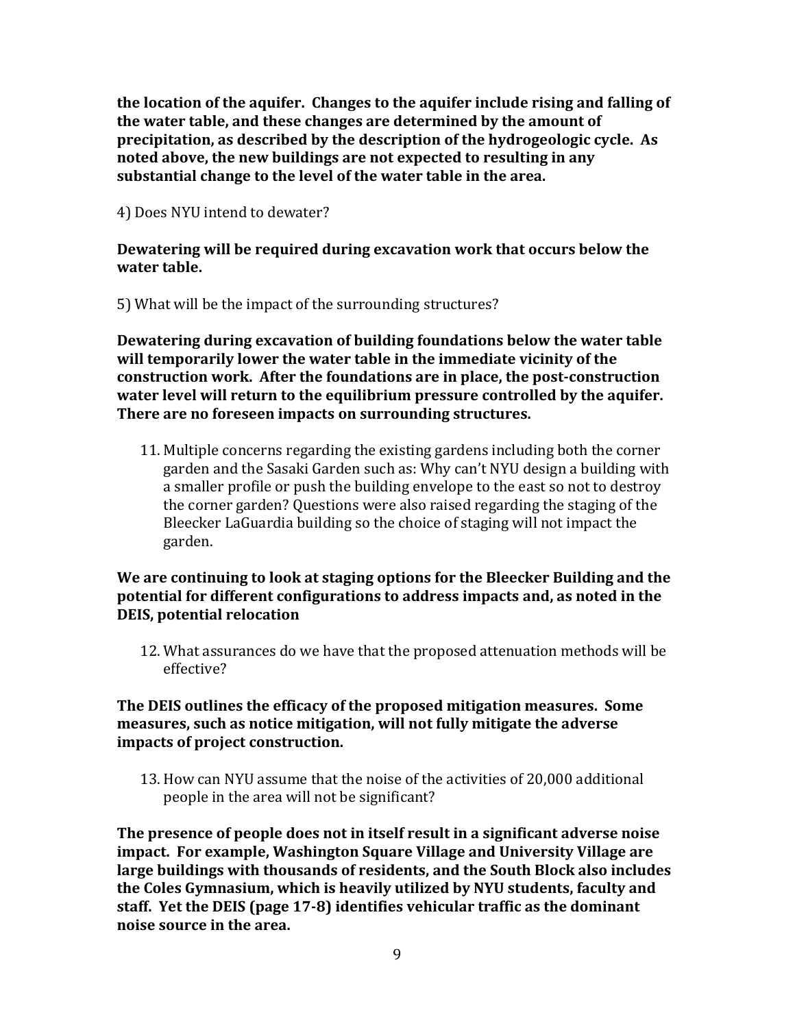**the location of the aquifer. Changes to the aquifer include rising and falling of the water table, and these changes are determined by the amount of precipitation, as described by the description of the hydrogeologic cycle. As noted above, the new buildings are not expected to resulting in any substantial change to the level of the water table in the area.**

4) Does NYU intend to dewater?

**Dewatering will be required during excavation work that occurs below the water table.**

5) What will be the impact of the surrounding structures?

**Dewatering during excavation of building foundations below the water table will temporarily lower the water table in the immediate vicinity of the construction work. After the foundations are in place, the post-construction water level will return to the equilibrium pressure controlled by the aquifer. There are no foreseen impacts on surrounding structures.**

11. Multiple concerns regarding the existing gardens including both the corner garden and the Sasaki Garden such as: Why can't NYU design a building with a smaller profile or push the building envelope to the east so not to destroy the corner garden? Questions were also raised regarding the staging of the Bleecker LaGuardia building so the choice of staging will not impact the garden.

**We are continuing to look at staging options for the Bleecker Building and the potential for different configurations to address impacts and, as noted in the DEIS, potential relocation**

12. What assurances do we have that the proposed attenuation methods will be effective?

**The DEIS outlines the efficacy of the proposed mitigation measures. Some measures, such as notice mitigation, will not fully mitigate the adverse impacts of project construction.**

13. How can NYU assume that the noise of the activities of 20,000 additional people in the area will not be significant?

**The presence of people does not in itself result in a significant adverse noise impact. For example, Washington Square Village and University Village are large buildings with thousands of residents, and the South Block also includes the Coles Gymnasium, which is heavily utilized by NYU students, faculty and staff. Yet the DEIS (page 17-8) identifies vehicular traffic as the dominant noise source in the area.**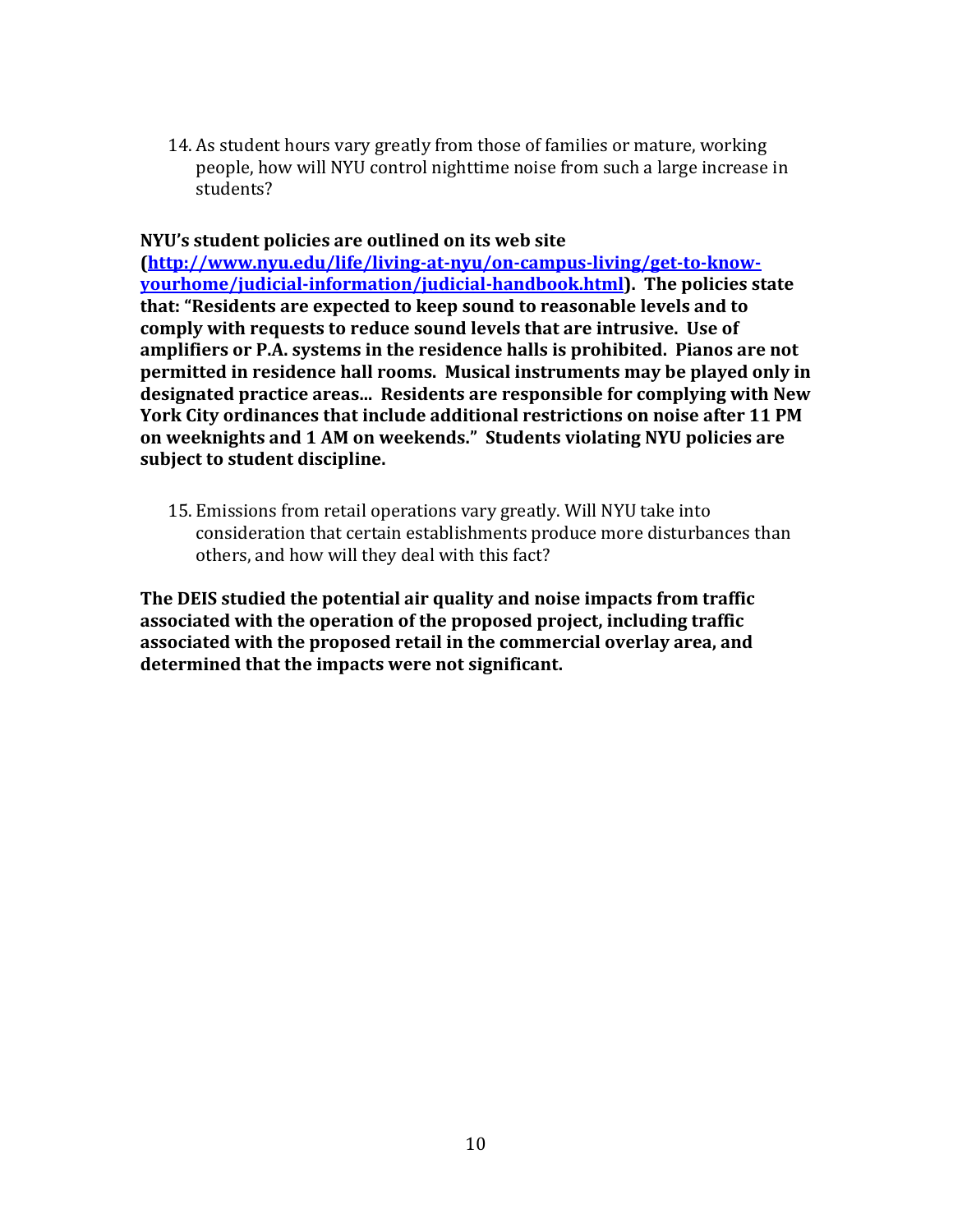14. As student hours vary greatly from those of families or mature, working people, how will NYU control nighttime noise from such a large increase in students?

**NYU's student policies are outlined on its web site ([http://www.nyu.edu/life/living-at-nyu/on-campus-living/get-to-know-yourhome/judicial-information/judicial-handbook.html](http://www.nyu.edu/life/living-at-nyu/on-campus-living/get-to-know-yourhome/judicial-information/judicial-handbook.html)). The policies state that: "Residents are expected to keep sound to reasonable levels and to comply with requests to reduce sound levels that are intrusive. Use of amplifiers or P.A. systems in the residence halls is prohibited. Pianos are not permitted in residence hall rooms. Musical instruments may be played only in designated practice areas... Residents are responsible for complying with New York City ordinances that include additional restrictions on noise after 11 PM on weeknights and 1 AM on weekends." Students violating NYU policies are subject to student discipline.**

15. Emissions from retail operations vary greatly. Will NYU take into consideration that certain establishments produce more disturbances than others, and how will they deal with this fact?

**The DEIS studied the potential air quality and noise impacts from traffic associated with the operation of the proposed project, including traffic associated with the proposed retail in the commercial overlay area, and determined that the impacts were not significant.**